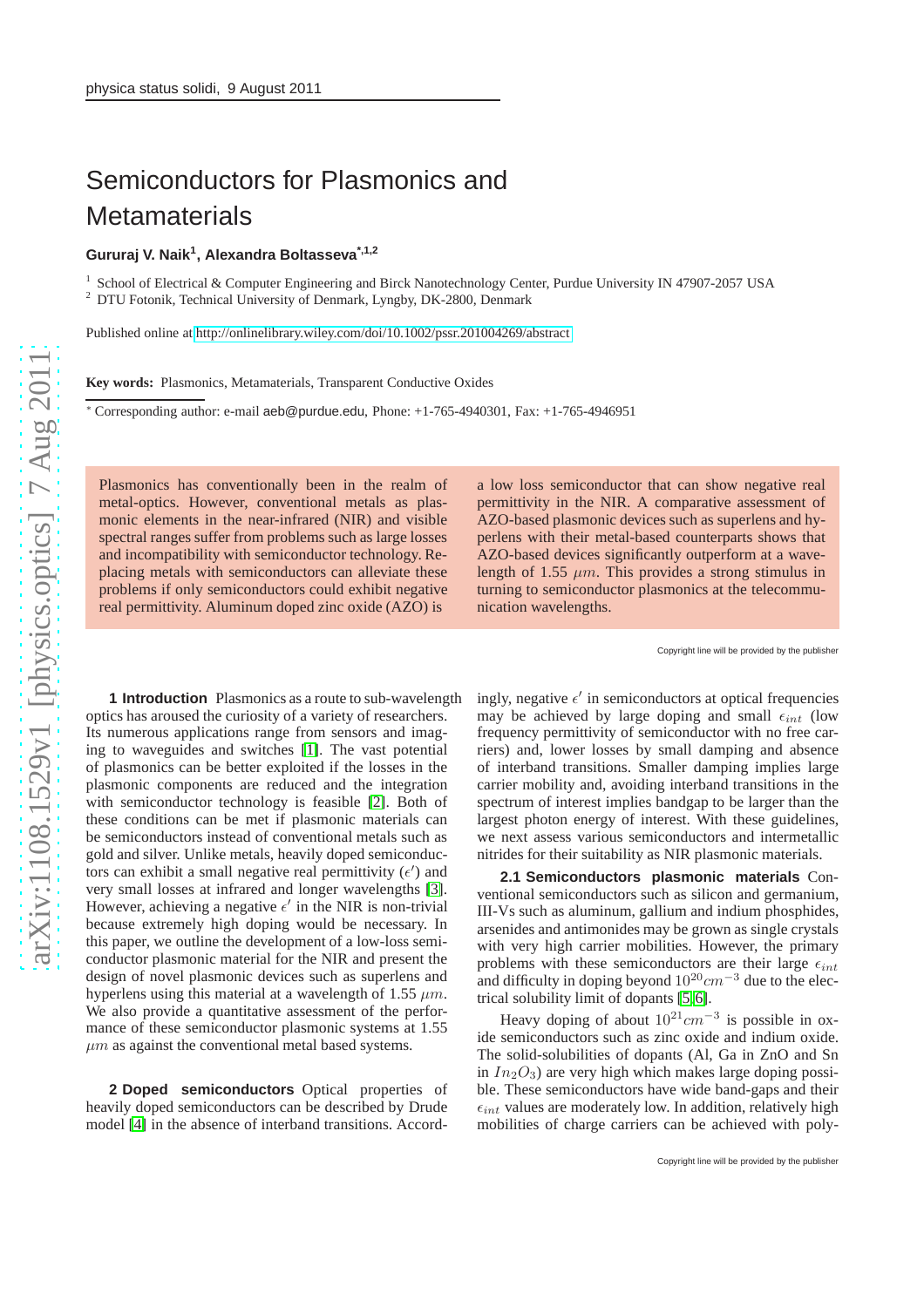# Semiconductors for Plasmonics and Metamaterials

**Gururaj V. Naik[1], Alexandra Boltasseva*[1,2]**

[1] School of Electrical & Computer Engineering and Birck Nanotechnology Center, Purdue University IN 47907-2057 USA
[2] DTU Fotonik, Technical University of Denmark, Lyngby, DK-2800, Denmark

Published online at http://onlinelibrary.wiley.com/doi/10.1002/pssr.201004269/abstract

**Key words:** Plasmonics, Metamaterials, Transparent Conductive Oxides

* Corresponding author: e-mail aeb@purdue.edu, Phone: +1-765-4940301, Fax: +1-765-4946951

Plasmonics has conventionally been in the realm of metal-optics. However, conventional metals as plasmonic elements in the near-infrared (NIR) and visible spectral ranges suffer from problems such as large losses and incompatibility with semiconductor technology. Replacing metals with semiconductors can alleviate these problems if only semiconductors could exhibit negative real permittivity. Aluminum doped zinc oxide (AZO) is a low loss semiconductor that can show negative real permittivity in the NIR. A comparative assessment of AZO-based plasmonic devices such as superlens and hyperlens with their metal-based counterparts shows that AZO-based devices significantly outperform at a wavelength of 1.55 $\mu m$. This provides a strong stimulus in turning to semiconductor plasmonics at the telecommunication wavelengths.

**1 Introduction** Plasmonics as a route to sub-wavelength optics has aroused the curiosity of a variety of researchers. Its numerous applications range from sensors and imaging to waveguides and switches [1]. The vast potential of plasmonics can be better exploited if the losses in the plasmonic components are reduced and the integration with semiconductor technology is feasible [2]. Both of these conditions can be met if plasmonic materials can be semiconductors instead of conventional metals such as gold and silver. Unlike metals, heavily doped semiconductors can exhibit a small negative real permittivity ($\epsilon'$) and very small losses at infrared and longer wavelengths [3]. However, achieving a negative $\epsilon'$ in the NIR is non-trivial because extremely high doping would be necessary. In this paper, we outline the development of a low-loss semiconductor plasmonic material for the NIR and present the design of novel plasmonic devices such as superlens and hyperlens using this material at a wavelength of 1.55 $\mu m$. We also provide a quantitative assessment of the performance of these semiconductor plasmonic systems at 1.55 $\mu m$ as against the conventional metal based systems.

**2 Doped semiconductors** Optical properties of heavily doped semiconductors can be described by Drude model [4] in the absence of interband transitions. Accordingly, negative $\epsilon'$ in semiconductors at optical frequencies may be achieved by large doping and small $\epsilon_{int}$ (low frequency permittivity of semiconductor with no free carriers) and, lower losses by small damping and absence of interband transitions. Smaller damping implies large carrier mobility and, avoiding interband transitions in the spectrum of interest implies bandgap to be larger than the largest photon energy of interest. With these guidelines, we next assess various semiconductors and intermetallic nitrides for their suitability as NIR plasmonic materials.

**2.1 Semiconductors plasmonic materials** Conventional semiconductors such as silicon and germanium, III-Vs such as aluminum, gallium and indium phosphides, arsenides and antimonides may be grown as single crystals with very high carrier mobilities. However, the primary problems with these semiconductors are their large $\epsilon_{int}$ and difficulty in doping beyond $10^{20} cm^{-3}$ due to the electrical solubility limit of dopants [5,6].

Heavy doping of about $10^{21} cm^{-3}$ is possible in oxide semiconductors such as zinc oxide and indium oxide. The solid-solubilities of dopants (Al, Ga in ZnO and Sn in $In_2O_3$) are very high which makes large doping possible. These semiconductors have wide band-gaps and their $\epsilon_{int}$ values are moderately low. In addition, relatively high mobilities of charge carriers can be achieved with poly-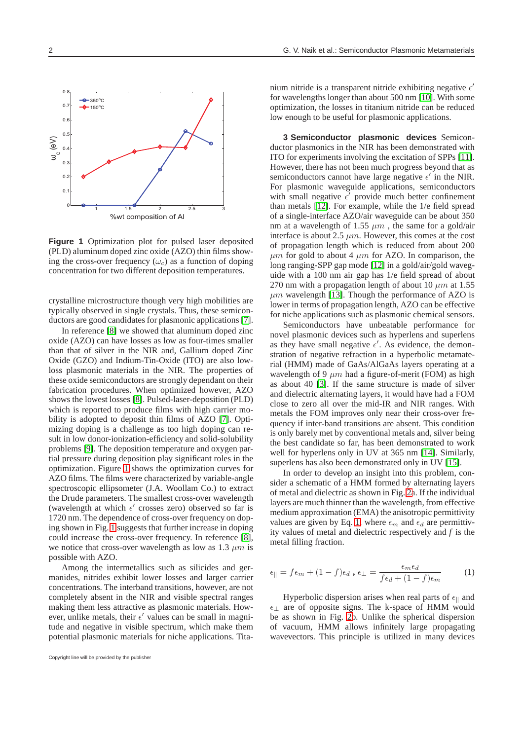**Figure 1** Optimization plot for pulsed laser deposited (PLD) aluminum doped zinc oxide (AZO) thin films showing the cross-over frequency ($\omega_c$) as a function of doping concentration for two different deposition temperatures.

crystalline microstructure though very high mobilities are typically observed in single crystals. Thus, these semiconductors are good candidates for plasmonic applications [7].

In reference [8] we showed that aluminum doped zinc oxide (AZO) can have losses as low as four-times smaller than that of silver in the NIR and, Gallium doped Zinc Oxide (GZO) and Indium-Tin-Oxide (ITO) are also low-loss plasmonic materials in the NIR. The properties of these oxide semiconductors are strongly dependant on their fabrication procedures. When optimized however, AZO shows the lowest losses [8]. Pulsed-laser-deposition (PLD) which is reported to produce films with high carrier mobility is adopted to deposit thin films of AZO [7]. Optimizing doping is a challenge as too high doping can result in low donor-ionization-efficiency and solid-solubility problems [9]. The deposition temperature and oxygen partial pressure during deposition play significant roles in the optimization. Figure 1 shows the optimization curves for AZO films. The films were characterized by variable-angle spectroscopic ellipsometer (J.A. Woollam Co.) to extract the Drude parameters. The smallest cross-over wavelength (wavelength at which $\epsilon'$ crosses zero) observed so far is 1720 nm. The dependence of cross-over frequency on doping shown in Fig. 1 suggests that further increase in doping could increase the cross-over frequency. In reference [8], we notice that cross-over wavelength as low as 1.3 $\mu m$ is possible with AZO.

Among the intermetallics such as silicides and germanides, nitrides exhibit lower losses and larger carrier concentrations. The interband transitions, however, are not completely absent in the NIR and visible spectral ranges making them less attractive as plasmonic materials. However, unlike metals, their $\epsilon'$ values can be small in magnitude and negative in visible spectrum, which make them potential plasmonic materials for niche applications. Titanium nitride is a transparent nitride exhibiting negative $\epsilon'$ for wavelengths longer than about 500 nm [10]. With some optimization, the losses in titanium nitride can be reduced low enough to be useful for plasmonic applications.

**3 Semiconductor plasmonic devices** Semiconductor plasmonics in the NIR has been demonstrated with ITO for experiments involving the excitation of SPPs [11]. However, there has not been much progress beyond that as semiconductors cannot have large negative $\epsilon'$ in the NIR. For plasmonic waveguide applications, semiconductors with small negative $\epsilon'$ provide much better confinement than metals [12]. For example, while the 1/e field spread of a single-interface AZO/air waveguide can be about 350 nm at a wavelength of 1.55 $\mu m$ , the same for a gold/air interface is about 2.5 $\mu m$. However, this comes at the cost of propagation length which is reduced from about 200 $\mu m$ for gold to about 4 $\mu m$ for AZO. In comparison, the long ranging-SPP gap mode [12] in a gold/air/gold waveguide with a 100 nm air gap has 1/e field spread of about 270 nm with a propagation length of about 10 $\mu m$ at 1.55 $\mu m$ wavelength [13]. Though the performance of AZO is lower in terms of propagation length, AZO can be effective for niche applications such as plasmonic chemical sensors.

Semiconductors have unbeatable performance for novel plasmonic devices such as hyperlens and superlens as they have small negative $\epsilon'$. As evidence, the demonstration of negative refraction in a hyperbolic metamaterial (HMM) made of GaAs/AlGaAs layers operating at a wavelength of 9 $\mu m$ had a figure-of-merit (FOM) as high as about 40 [3]. If the same structure is made of silver and dielectric alternating layers, it would have had a FOM close to zero all over the mid-IR and NIR ranges. With metals the FOM improves only near their cross-over frequency if inter-band transitions are absent. This condition is only barely met by conventional metals and, silver being the best candidate so far, has been demonstrated to work well for hyperlens only in UV at 365 nm [14]. Similarly, superlens has also been demonstrated only in UV [15].

In order to develop an insight into this problem, consider a schematic of a HMM formed by alternating layers of metal and dielectric as shown in Fig. 2a. If the individual layers are much thinner than the wavelength, from effective medium approximation (EMA) the anisotropic permittivity values are given by Eq. 1, where $\epsilon_m$ and $\epsilon_d$ are permittivity values of metal and dielectric respectively and $f$ is the metal filling fraction.

$$\epsilon_{\|} = f\epsilon_m + (1-f)\epsilon_d \text{ , } \epsilon_{\perp} = \frac{\epsilon_m \epsilon_d}{f\epsilon_d + (1-f)\epsilon_m} \tag{1}$$

Hyperbolic dispersion arises when real parts of $\epsilon_{\|}$ and $\epsilon_{\perp}$ are of opposite signs. The k-space of HMM would be as shown in Fig. 2b. Unlike the spherical dispersion of vacuum, HMM allows infinitely large propagating wavevectors. This principle is utilized in many devices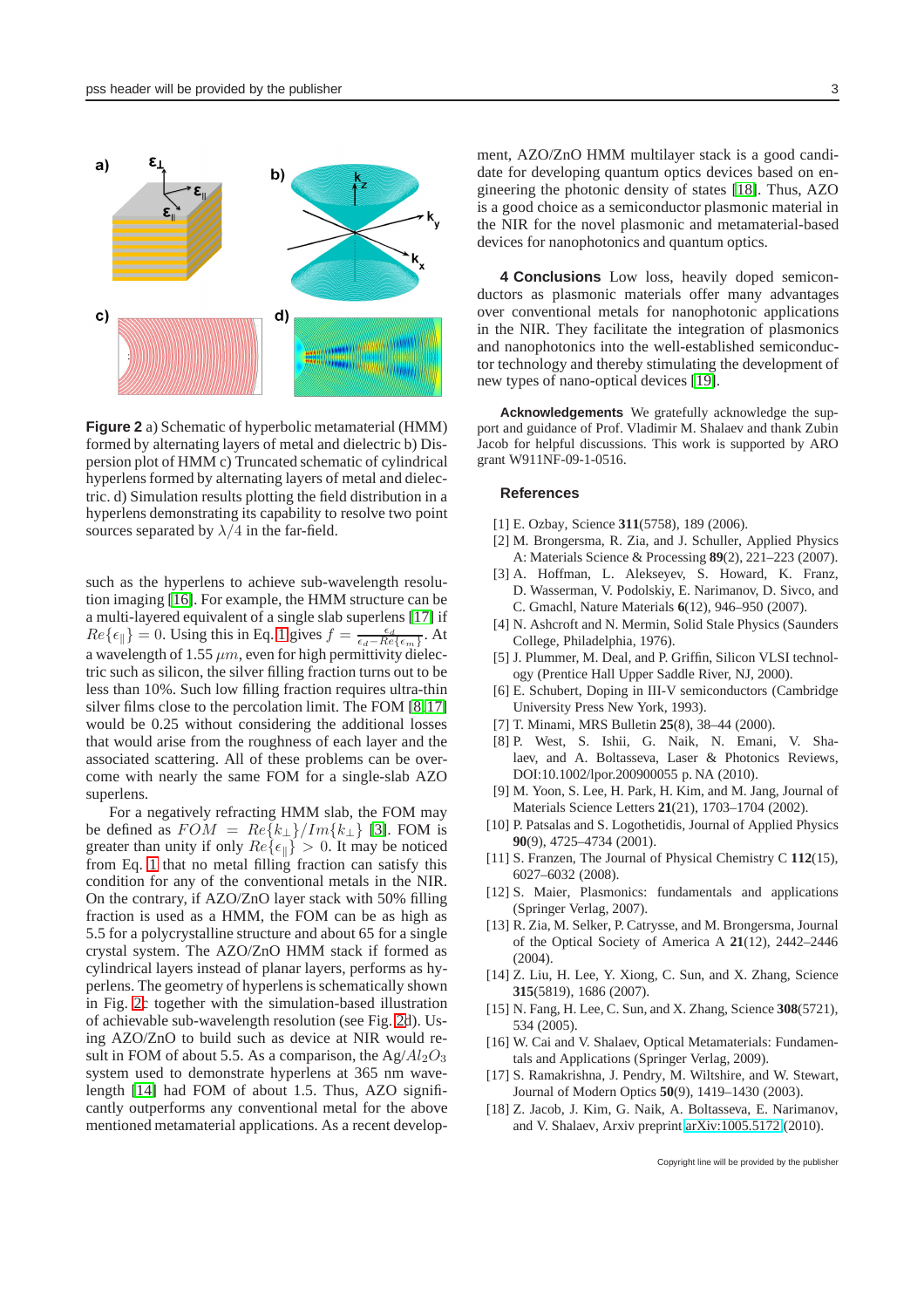**Figure 2** a) Schematic of hyperbolic metamaterial (HMM) formed by alternating layers of metal and dielectric b) Dispersion plot of HMM c) Truncated schematic of cylindrical hyperlens formed by alternating layers of metal and dielectric. d) Simulation results plotting the field distribution in a hyperlens demonstrating its capability to resolve two point sources separated by $\lambda/4$ in the far-field.

such as the hyperlens to achieve sub-wavelength resolution imaging [16]. For example, the HMM structure can be a multi-layered equivalent of a single slab superlens [17] if $Re\{\epsilon_{\parallel}\} = 0$. Using this in Eq. 1 gives $f = \frac{\epsilon_d}{\epsilon_d - Re\{\epsilon_m\}}$. At a wavelength of 1.55 $\mu m$, even for high permittivity dielectric such as silicon, the silver filling fraction turns out to be less than 10%. Such low filling fraction requires ultra-thin silver films close to the percolation limit. The FOM [8,17] would be 0.25 without considering the additional losses that would arise from the roughness of each layer and the associated scattering. All of these problems can be overcome with nearly the same FOM for a single-slab AZO superlens.

For a negatively refracting HMM slab, the FOM may be defined as $FOM = Re\{k_{\perp}\}/Im\{k_{\perp}\}$ [3]. FOM is greater than unity if only $Re\{\epsilon_{\parallel}\} > 0$. It may be noticed from Eq. 1 that no metal filling fraction can satisfy this condition for any of the conventional metals in the NIR. On the contrary, if AZO/ZnO layer stack with 50% filling fraction is used as a HMM, the FOM can be as high as 5.5 for a polycrystalline structure and about 65 for a single crystal system. The AZO/ZnO HMM stack if formed as cylindrical layers instead of planar layers, performs as hyperlens. The geometry of hyperlens is schematically shown in Fig. 2c together with the simulation-based illustration of achievable sub-wavelength resolution (see Fig. 2d). Using AZO/ZnO to build such as device at NIR would result in FOM of about 5.5. As a comparison, the Ag/$Al_2O_3$ system used to demonstrate hyperlens at 365 nm wavelength [14] had FOM of about 1.5. Thus, AZO significantly outperforms any conventional metal for the above mentioned metamaterial applications. As a recent development, AZO/ZnO HMM multilayer stack is a good candidate for developing quantum optics devices based on engineering the photonic density of states [18]. Thus, AZO is a good choice as a semiconductor plasmonic material in the NIR for the novel plasmonic and metamaterial-based devices for nanophotonics and quantum optics.

## 4 Conclusions

Low loss, heavily doped semiconductors as plasmonic materials offer many advantages over conventional metals for nanophotonic applications in the NIR. They facilitate the integration of plasmonics and nanophotonics into the well-established semiconductor technology and thereby stimulating the development of new types of nano-optical devices [19].

**Acknowledgements** We gratefully acknowledge the support and guidance of Prof. Vladimir M. Shalaev and thank Zubin Jacob for helpful discussions. This work is supported by ARO grant W911NF-09-1-0516.

## References

[1] E. Ozbay, Science **311**(5758), 189 (2006).
[2] M. Brongersma, R. Zia, and J. Schuller, Applied Physics A: Materials Science & Processing **89**(2), 221–223 (2007).
[3] A. Hoffman, L. Alekseyev, S. Howard, K. Franz, D. Wasserman, V. Podolskiy, E. Narimanov, D. Sivco, and C. Gmachl, Nature Materials **6**(12), 946–950 (2007).
[4] N. Ashcroft and N. Mermin, Solid Stale Physics (Saunders College, Philadelphia, 1976).
[5] J. Plummer, M. Deal, and P. Griffin, Silicon VLSI technology (Prentice Hall Upper Saddle River, NJ, 2000).
[6] E. Schubert, Doping in III-V semiconductors (Cambridge University Press New York, 1993).
[7] T. Minami, MRS Bulletin **25**(8), 38–44 (2000).
[8] P. West, S. Ishii, G. Naik, N. Emani, V. Shalaev, and A. Boltasseva, Laser & Photonics Reviews, DOI:10.1002/lpor.200900055 p. NA (2010).
[9] M. Yoon, S. Lee, H. Park, H. Kim, and M. Jang, Journal of Materials Science Letters **21**(21), 1703–1704 (2002).
[10] P. Patsalas and S. Logothetidis, Journal of Applied Physics **90**(9), 4725–4734 (2001).
[11] S. Franzen, The Journal of Physical Chemistry C **112**(15), 6027–6032 (2008).
[12] S. Maier, Plasmonics: fundamentals and applications (Springer Verlag, 2007).
[13] R. Zia, M. Selker, P. Catrysse, and M. Brongersma, Journal of the Optical Society of America A **21**(12), 2442–2446 (2004).
[14] Z. Liu, H. Lee, Y. Xiong, C. Sun, and X. Zhang, Science **315**(5819), 1686 (2007).
[15] N. Fang, H. Lee, C. Sun, and X. Zhang, Science **308**(5721), 534 (2005).
[16] W. Cai and V. Shalaev, Optical Metamaterials: Fundamentals and Applications (Springer Verlag, 2009).
[17] S. Ramakrishna, J. Pendry, M. Wiltshire, and W. Stewart, Journal of Modern Optics **50**(9), 1419–1430 (2003).
[18] Z. Jacob, J. Kim, G. Naik, A. Boltasseva, E. Narimanov, and V. Shalaev, Arxiv preprint arXiv:1005.5172 (2010).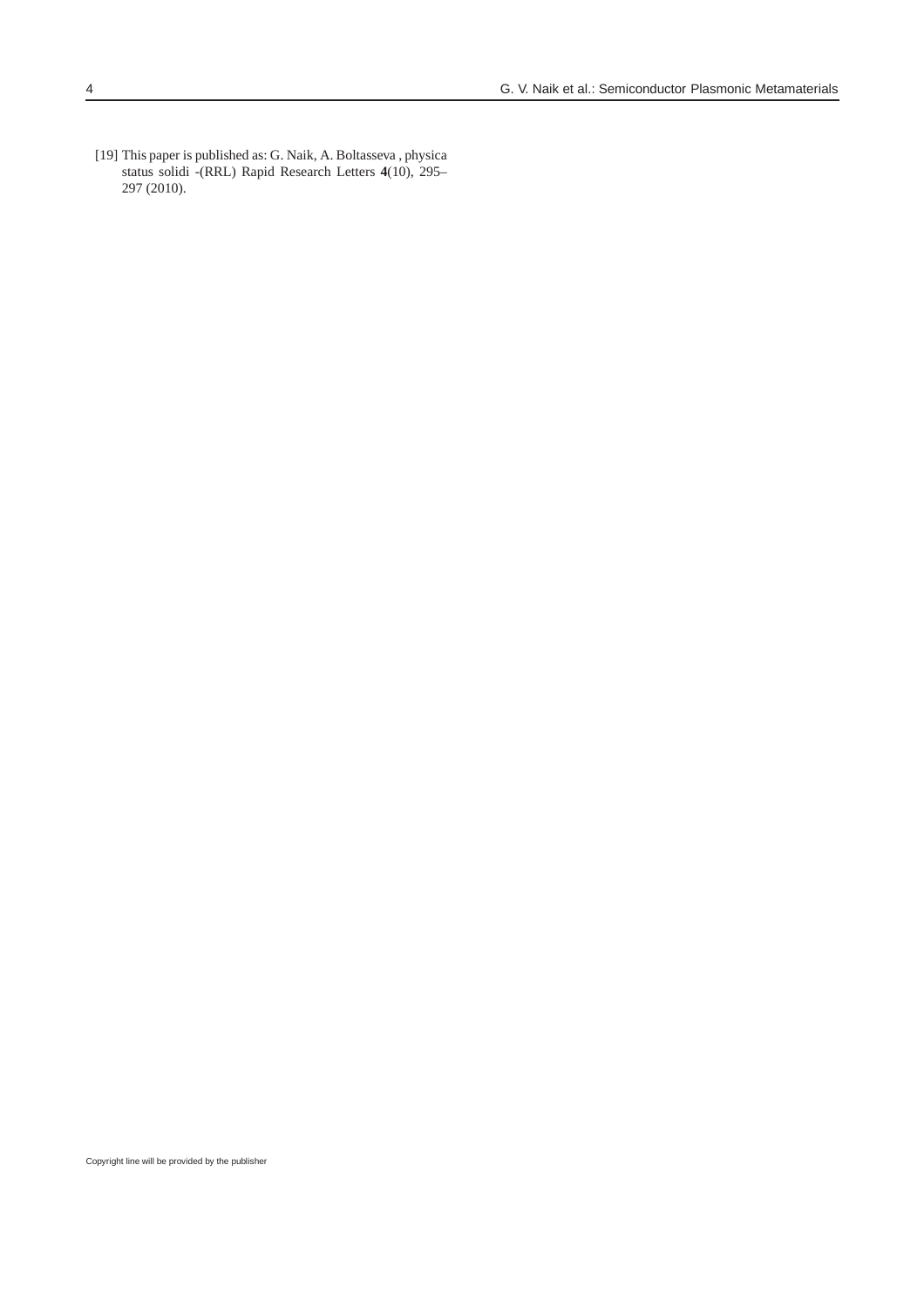[19] This paper is published as: G. Naik, A. Boltasseva , physica status solidi -(RRL) Rapid Research Letters **4**(10), 295–297 (2010).

Copyright line will be provided by the publisher